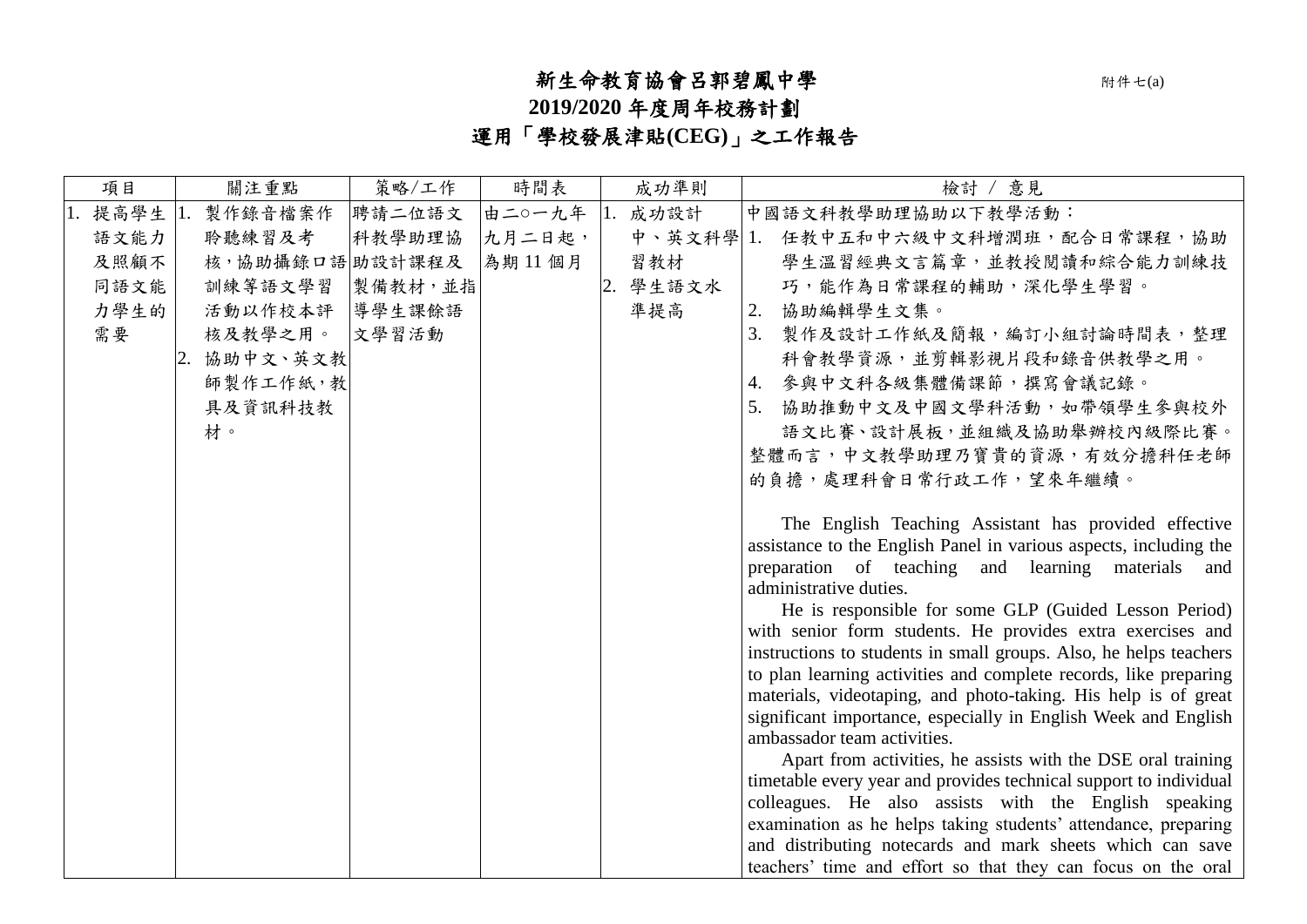# 新生命教育協會呂郭碧鳳中學

附件七(a)

## 2019/2020 年度周年校務計劃

## 運用「學校發展津貼(CEG)」之工作報告

| 項目 | 關注重點 | 策略/工作 | 時間表 | 成功準則 | 檢討 / 意見 |
|---|---|---|---|---|---|
| 1. 提高學生語文能力及照顧不同語文能力學生的需要 | 1. 製作錄音檔案作聆聽練習及考核，協助攝錄口語訓練等語文學習活動以作校本評核及教學之用。<br>2. 協助中文、英文教師製作工作紙，教具及資訊科技教材。 | 聘請二位語文科教學助理協助設計課程及製備教材，並指導學生課餘語文學習活動 | 由二○一九年九月二日起，為期 11 個月 | 1. 成功設計中、英文科學習教材<br>2. 學生語文水準提高 | 中國語文科教學助理協助以下教學活動：<br>1. 任教中五和中六級中文科增潤班，配合日常課程，協助學生溫習經典文言篇章，並教授閱讀和綜合能力訓練技巧，能作為日常課程的輔助，深化學生學習。<br>2. 協助編輯學生文集。<br>3. 製作及設計工作紙及簡報，編訂小組討論時間表，整理科會教學資源，並剪輯影視片段和錄音供教學之用。<br>4. 參與中文科各級集體備課節，撰寫會議記錄。<br>5. 協助推動中文及中國文學科活動，如帶領學生參與校外語文比賽、設計展板，並組織及協助舉辦校內級際比賽。<br>整體而言，中文教學助理乃寶貴的資源，有效分擔科任老師的負擔，處理科會日常行政工作，望來年繼續。<br><br>The English Teaching Assistant has provided effective assistance to the English Panel in various aspects, including the preparation of teaching and learning materials and administrative duties.<br>He is responsible for some GLP (Guided Lesson Period) with senior form students. He provides extra exercises and instructions to students in small groups. Also, he helps teachers to plan learning activities and complete records, like preparing materials, videotaping, and photo-taking. His help is of great significant importance, especially in English Week and English ambassador team activities.<br>Apart from activities, he assists with the DSE oral training timetable every year and provides technical support to individual colleagues. He also assists with the English speaking examination as he helps taking students' attendance, preparing and distributing notecards and mark sheets which can save teachers' time and effort so that they can focus on the oral |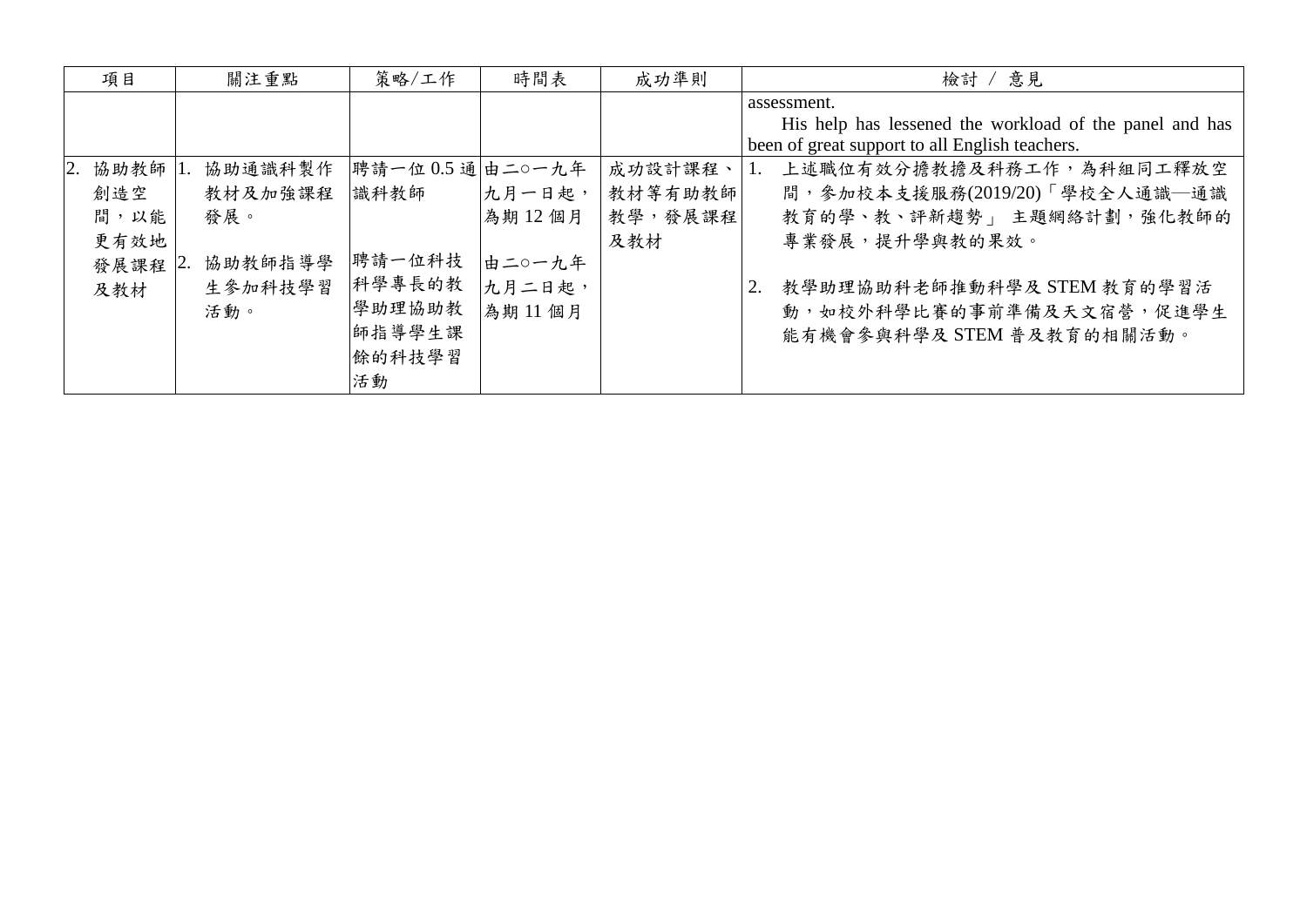| 項目 | 關注重點 | 策略/工作 | 時間表 | 成功準則 | 檢討 / 意見 |
|---|---|---|---|---|---|
| | | | | | assessment.<br>His help has lessened the workload of the panel and has been of great support to all English teachers. |
| 2. 協助教師創造空間，以能更有效地發展課程及教材 | 1. 協助通識科製作教材及加強課程發展。 | 聘請一位 0.5 通識科教師 | 由二○一九年九月一日起，為期 12 個月 | 成功設計課程、教材等有助教師教學，發展課程及教材 | 1. 上述職位有效分擔教擔及科務工作，為科組同工釋放空間，參加校本支援服務(2019/20)「學校全人通識—通識教育的學、教、評新趨勢」 主題網絡計劃，強化教師的專業發展，提升學與教的果效。 |
| | 2. 協助教師指導學生參加科技學習活動。 | 聘請一位科技科學專長的教學助理協助教師指導學生課餘的科技學習活動 | 由二○一九年九月二日起，為期 11 個月 | | 2. 教學助理協助科老師推動科學及 STEM 教育的學習活動，如校外科學比賽的事前準備及天文宿營，促進學生能有機會參與科學及 STEM 普及教育的相關活動。 |